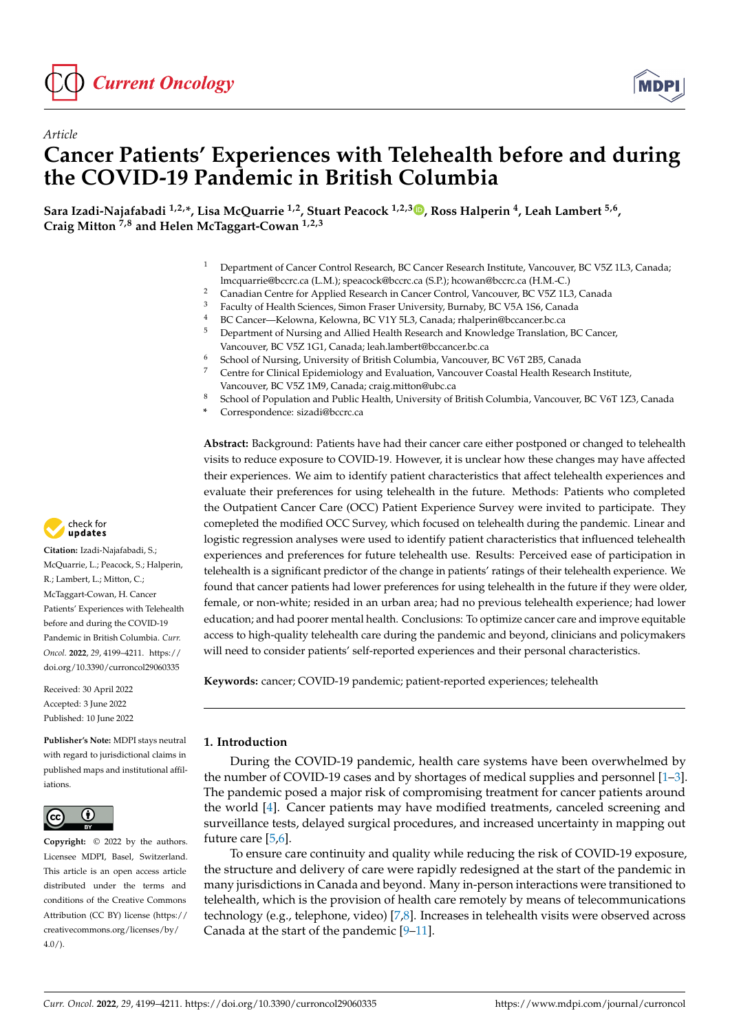*Article*

# Cancer Patients' Experiences with Telehealth before and during the COVID-19 Pandemic in British Columbia

**Sara Izadi-Najafabadi [1,2,*], Lisa McQuarrie [1,2], Stuart Peacock [1,2,3], Ross Halperin [4], Leah Lambert [5,6], Craig Mitton [7,8] and Helen McTaggart-Cowan [1,2,3]**

1. Department of Cancer Control Research, BC Cancer Research Institute, Vancouver, BC V5Z 1L3, Canada; lmcquarrie@bccrc.ca (L.M.); speacock@bccrc.ca (S.P.); hcowan@bccrc.ca (H.M.-C.)
2. Canadian Centre for Applied Research in Cancer Control, Vancouver, BC V5Z 1L3, Canada
3. Faculty of Health Sciences, Simon Fraser University, Burnaby, BC V5A 1S6, Canada
4. BC Cancer—Kelowna, Kelowna, BC V1Y 5L3, Canada; rhalperin@bccancer.bc.ca
5. Department of Nursing and Allied Health Research and Knowledge Translation, BC Cancer, Vancouver, BC V5Z 1G1, Canada; leah.lambert@bccancer.bc.ca
6. School of Nursing, University of British Columbia, Vancouver, BC V6T 2B5, Canada
7. Centre for Clinical Epidemiology and Evaluation, Vancouver Coastal Health Research Institute, Vancouver, BC V5Z 1M9, Canada; craig.mitton@ubc.ca
8. School of Population and Public Health, University of British Columbia, Vancouver, BC V6T 1Z3, Canada

\* Correspondence: sizadi@bccrc.ca

**Citation:** Izadi-Najafabadi, S.; McQuarrie, L.; Peacock, S.; Halperin, R.; Lambert, L.; Mitton, C.; McTaggart-Cowan, H. Cancer Patients' Experiences with Telehealth before and during the COVID-19 Pandemic in British Columbia. *Curr. Oncol.* **2022**, *29*, 4199–4211. https://doi.org/10.3390/curroncol29060335

Received: 30 April 2022
Accepted: 3 June 2022
Published: 10 June 2022

**Publisher's Note:** MDPI stays neutral with regard to jurisdictional claims in published maps and institutional affiliations.

**Copyright:** © 2022 by the authors. Licensee MDPI, Basel, Switzerland. This article is an open access article distributed under the terms and conditions of the Creative Commons Attribution (CC BY) license (https://creativecommons.org/licenses/by/4.0/).

**Abstract:** Background: Patients have had their cancer care either postponed or changed to telehealth visits to reduce exposure to COVID-19. However, it is unclear how these changes may have affected their experiences. We aim to identify patient characteristics that affect telehealth experiences and evaluate their preferences for using telehealth in the future. Methods: Patients who completed the Outpatient Cancer Care (OCC) Patient Experience Survey were invited to participate. They completed the modified OCC Survey, which focused on telehealth during the pandemic. Linear and logistic regression analyses were used to identify patient characteristics that influenced telehealth experiences and preferences for future telehealth use. Results: Perceived ease of participation in telehealth is a significant predictor of the change in patients' ratings of their telehealth experience. We found that cancer patients had lower preferences for using telehealth in the future if they were older, female, or non-white; resided in an urban area; had no previous telehealth experience; had lower education; and had poorer mental health. Conclusions: To optimize cancer care and improve equitable access to high-quality telehealth care during the pandemic and beyond, clinicians and policymakers will need to consider patients' self-reported experiences and their personal characteristics.

**Keywords:** cancer; COVID-19 pandemic; patient-reported experiences; telehealth

## 1. Introduction

During the COVID-19 pandemic, health care systems have been overwhelmed by the number of COVID-19 cases and by shortages of medical supplies and personnel [1–3]. The pandemic posed a major risk of compromising treatment for cancer patients around the world [4]. Cancer patients may have modified treatments, canceled screening and surveillance tests, delayed surgical procedures, and increased uncertainty in mapping out future care [5,6].

To ensure care continuity and quality while reducing the risk of COVID-19 exposure, the structure and delivery of care were rapidly redesigned at the start of the pandemic in many jurisdictions in Canada and beyond. Many in-person interactions were transitioned to telehealth, which is the provision of health care remotely by means of telecommunications technology (e.g., telephone, video) [7,8]. Increases in telehealth visits were observed across Canada at the start of the pandemic [9–11].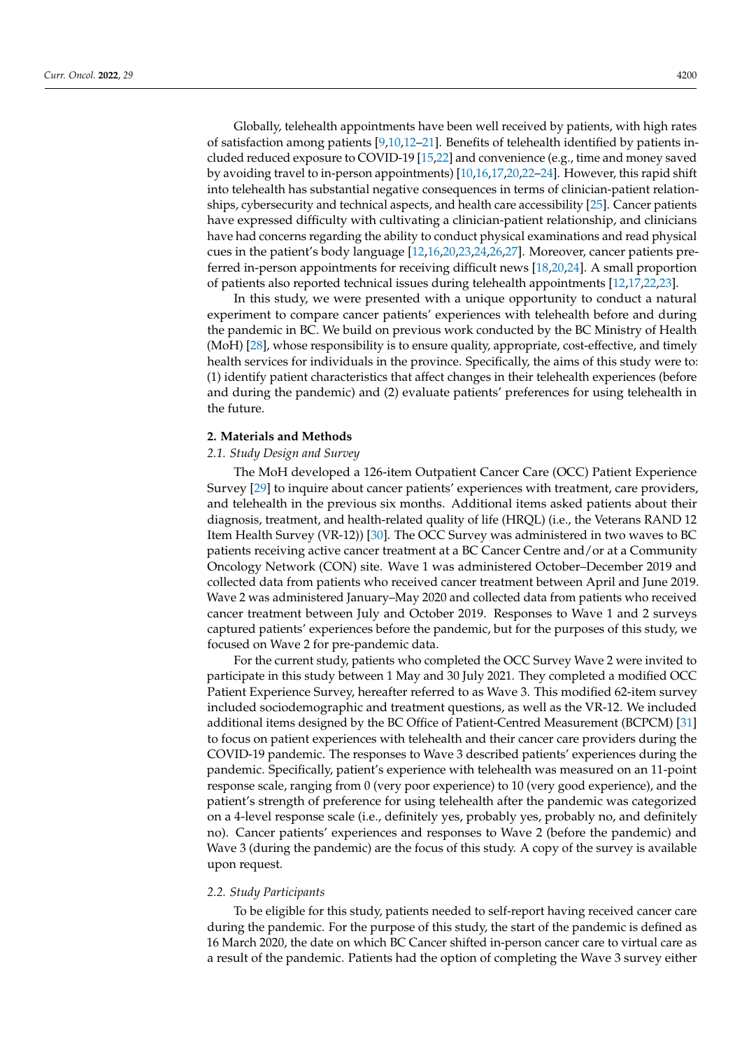Globally, telehealth appointments have been well received by patients, with high rates of satisfaction among patients [9,10,12–21]. Benefits of telehealth identified by patients included reduced exposure to COVID-19 [15,22] and convenience (e.g., time and money saved by avoiding travel to in-person appointments) [10,16,17,20,22–24]. However, this rapid shift into telehealth has substantial negative consequences in terms of clinician-patient relationships, cybersecurity and technical aspects, and health care accessibility [25]. Cancer patients have expressed difficulty with cultivating a clinician-patient relationship, and clinicians have had concerns regarding the ability to conduct physical examinations and read physical cues in the patient's body language [12,16,20,23,24,26,27]. Moreover, cancer patients preferred in-person appointments for receiving difficult news [18,20,24]. A small proportion of patients also reported technical issues during telehealth appointments [12,17,22,23].

In this study, we were presented with a unique opportunity to conduct a natural experiment to compare cancer patients' experiences with telehealth before and during the pandemic in BC. We build on previous work conducted by the BC Ministry of Health (MoH) [28], whose responsibility is to ensure quality, appropriate, cost-effective, and timely health services for individuals in the province. Specifically, the aims of this study were to: (1) identify patient characteristics that affect changes in their telehealth experiences (before and during the pandemic) and (2) evaluate patients' preferences for using telehealth in the future.

## 2. Materials and Methods

### *2.1. Study Design and Survey*

The MoH developed a 126-item Outpatient Cancer Care (OCC) Patient Experience Survey [29] to inquire about cancer patients' experiences with treatment, care providers, and telehealth in the previous six months. Additional items asked patients about their diagnosis, treatment, and health-related quality of life (HRQL) (i.e., the Veterans RAND 12 Item Health Survey (VR-12)) [30]. The OCC Survey was administered in two waves to BC patients receiving active cancer treatment at a BC Cancer Centre and/or at a Community Oncology Network (CON) site. Wave 1 was administered October–December 2019 and collected data from patients who received cancer treatment between April and June 2019. Wave 2 was administered January–May 2020 and collected data from patients who received cancer treatment between July and October 2019. Responses to Wave 1 and 2 surveys captured patients' experiences before the pandemic, but for the purposes of this study, we focused on Wave 2 for pre-pandemic data.

For the current study, patients who completed the OCC Survey Wave 2 were invited to participate in this study between 1 May and 30 July 2021. They completed a modified OCC Patient Experience Survey, hereafter referred to as Wave 3. This modified 62-item survey included sociodemographic and treatment questions, as well as the VR-12. We included additional items designed by the BC Office of Patient-Centred Measurement (BCPCM) [31] to focus on patient experiences with telehealth and their cancer care providers during the COVID-19 pandemic. The responses to Wave 3 described patients' experiences during the pandemic. Specifically, patient's experience with telehealth was measured on an 11-point response scale, ranging from 0 (very poor experience) to 10 (very good experience), and the patient's strength of preference for using telehealth after the pandemic was categorized on a 4-level response scale (i.e., definitely yes, probably yes, probably no, and definitely no). Cancer patients' experiences and responses to Wave 2 (before the pandemic) and Wave 3 (during the pandemic) are the focus of this study. A copy of the survey is available upon request.

### *2.2. Study Participants*

To be eligible for this study, patients needed to self-report having received cancer care during the pandemic. For the purpose of this study, the start of the pandemic is defined as 16 March 2020, the date on which BC Cancer shifted in-person cancer care to virtual care as a result of the pandemic. Patients had the option of completing the Wave 3 survey either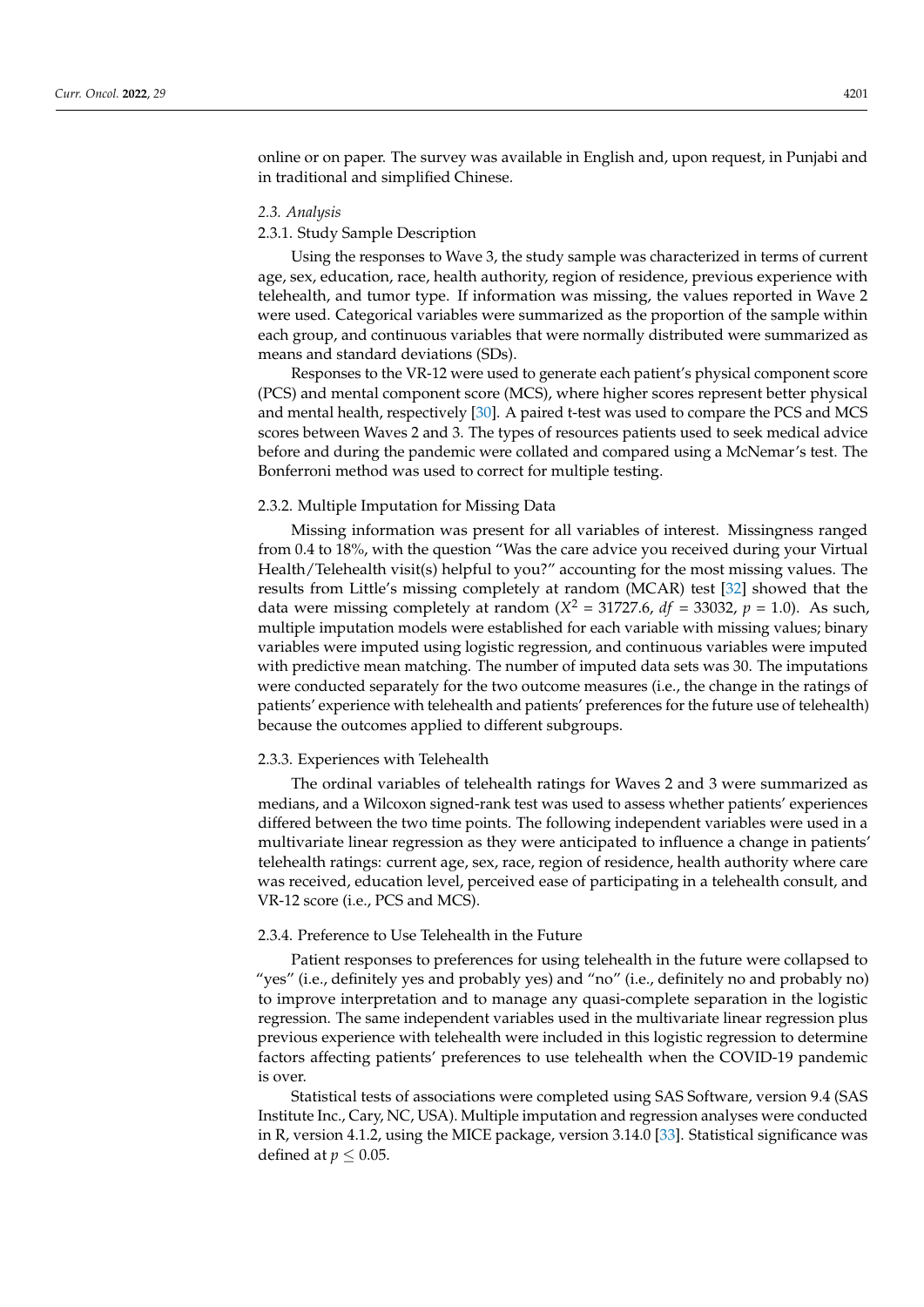online or on paper. The survey was available in English and, upon request, in Punjabi and in traditional and simplified Chinese.

### 2.3. Analysis

#### 2.3.1. Study Sample Description

Using the responses to Wave 3, the study sample was characterized in terms of current age, sex, education, race, health authority, region of residence, previous experience with telehealth, and tumor type. If information was missing, the values reported in Wave 2 were used. Categorical variables were summarized as the proportion of the sample within each group, and continuous variables that were normally distributed were summarized as means and standard deviations (SDs).

Responses to the VR-12 were used to generate each patient's physical component score (PCS) and mental component score (MCS), where higher scores represent better physical and mental health, respectively [30]. A paired t-test was used to compare the PCS and MCS scores between Waves 2 and 3. The types of resources patients used to seek medical advice before and during the pandemic were collated and compared using a McNemar's test. The Bonferroni method was used to correct for multiple testing.

#### 2.3.2. Multiple Imputation for Missing Data

Missing information was present for all variables of interest. Missingness ranged from 0.4 to 18%, with the question "Was the care advice you received during your Virtual Health/Telehealth visit(s) helpful to you?" accounting for the most missing values. The results from Little's missing completely at random (MCAR) test [32] showed that the data were missing completely at random ($X^2$ = 31727.6, $df$ = 33032, $p$ = 1.0). As such, multiple imputation models were established for each variable with missing values; binary variables were imputed using logistic regression, and continuous variables were imputed with predictive mean matching. The number of imputed data sets was 30. The imputations were conducted separately for the two outcome measures (i.e., the change in the ratings of patients' experience with telehealth and patients' preferences for the future use of telehealth) because the outcomes applied to different subgroups.

#### 2.3.3. Experiences with Telehealth

The ordinal variables of telehealth ratings for Waves 2 and 3 were summarized as medians, and a Wilcoxon signed-rank test was used to assess whether patients' experiences differed between the two time points. The following independent variables were used in a multivariate linear regression as they were anticipated to influence a change in patients' telehealth ratings: current age, sex, race, region of residence, health authority where care was received, education level, perceived ease of participating in a telehealth consult, and VR-12 score (i.e., PCS and MCS).

#### 2.3.4. Preference to Use Telehealth in the Future

Patient responses to preferences for using telehealth in the future were collapsed to "yes" (i.e., definitely yes and probably yes) and "no" (i.e., definitely no and probably no) to improve interpretation and to manage any quasi-complete separation in the logistic regression. The same independent variables used in the multivariate linear regression plus previous experience with telehealth were included in this logistic regression to determine factors affecting patients' preferences to use telehealth when the COVID-19 pandemic is over.

Statistical tests of associations were completed using SAS Software, version 9.4 (SAS Institute Inc., Cary, NC, USA). Multiple imputation and regression analyses were conducted in R, version 4.1.2, using the MICE package, version 3.14.0 [33]. Statistical significance was defined at $p \leq 0.05$.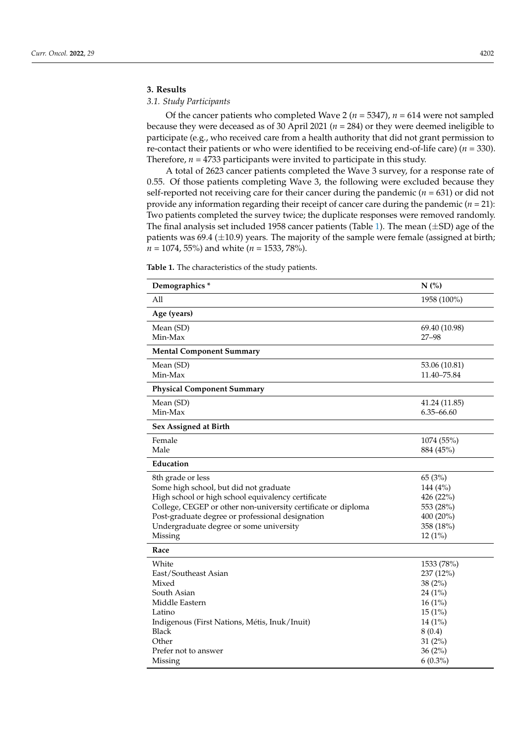## 3. Results

### *3.1. Study Participants*

Of the cancer patients who completed Wave 2 ($n$ = 5347), $n$ = 614 were not sampled because they were deceased as of 30 April 2021 ($n$ = 284) or they were deemed ineligible to participate (e.g., who received care from a health authority that did not grant permission to re-contact their patients or who were identified to be receiving end-of-life care) ($n$ = 330). Therefore, $n$ = 4733 participants were invited to participate in this study.

A total of 2623 cancer patients completed the Wave 3 survey, for a response rate of 0.55. Of those patients completing Wave 3, the following were excluded because they self-reported not receiving care for their cancer during the pandemic ($n$ = 631) or did not provide any information regarding their receipt of cancer care during the pandemic ($n$ = 21): Two patients completed the survey twice; the duplicate responses were removed randomly. The final analysis set included 1958 cancer patients (Table 1). The mean (±SD) age of the patients was 69.4 (±10.9) years. The majority of the sample were female (assigned at birth; $n$ = 1074, 55%) and white ($n$ = 1533, 78%).

**Table 1.** The characteristics of the study patients.

| Demographics * | N (%) |
|---|---|
| All | 1958 (100%) |
| **Age (years)** | |
| Mean (SD) | 69.40 (10.98) |
| Min-Max | 27–98 |
| **Mental Component Summary** | |
| Mean (SD) | 53.06 (10.81) |
| Min-Max | 11.40–75.84 |
| **Physical Component Summary** | |
| Mean (SD) | 41.24 (11.85) |
| Min-Max | 6.35–66.60 |
| **Sex Assigned at Birth** | |
| Female | 1074 (55%) |
| Male | 884 (45%) |
| **Education** | |
| 8th grade or less | 65 (3%) |
| Some high school, but did not graduate | 144 (4%) |
| High school or high school equivalency certificate | 426 (22%) |
| College, CEGEP or other non-university certificate or diploma | 553 (28%) |
| Post-graduate degree or professional designation | 400 (20%) |
| Undergraduate degree or some university | 358 (18%) |
| Missing | 12 (1%) |
| **Race** | |
| White | 1533 (78%) |
| East/Southeast Asian | 237 (12%) |
| Mixed | 38 (2%) |
| South Asian | 24 (1%) |
| Middle Eastern | 16 (1%) |
| Latino | 15 (1%) |
| Indigenous (First Nations, Métis, Inuk/Inuit) | 14 (1%) |
| Black | 8 (0.4) |
| Other | 31 (2%) |
| Prefer not to answer | 36 (2%) |
| Missing | 6 (0.3%) |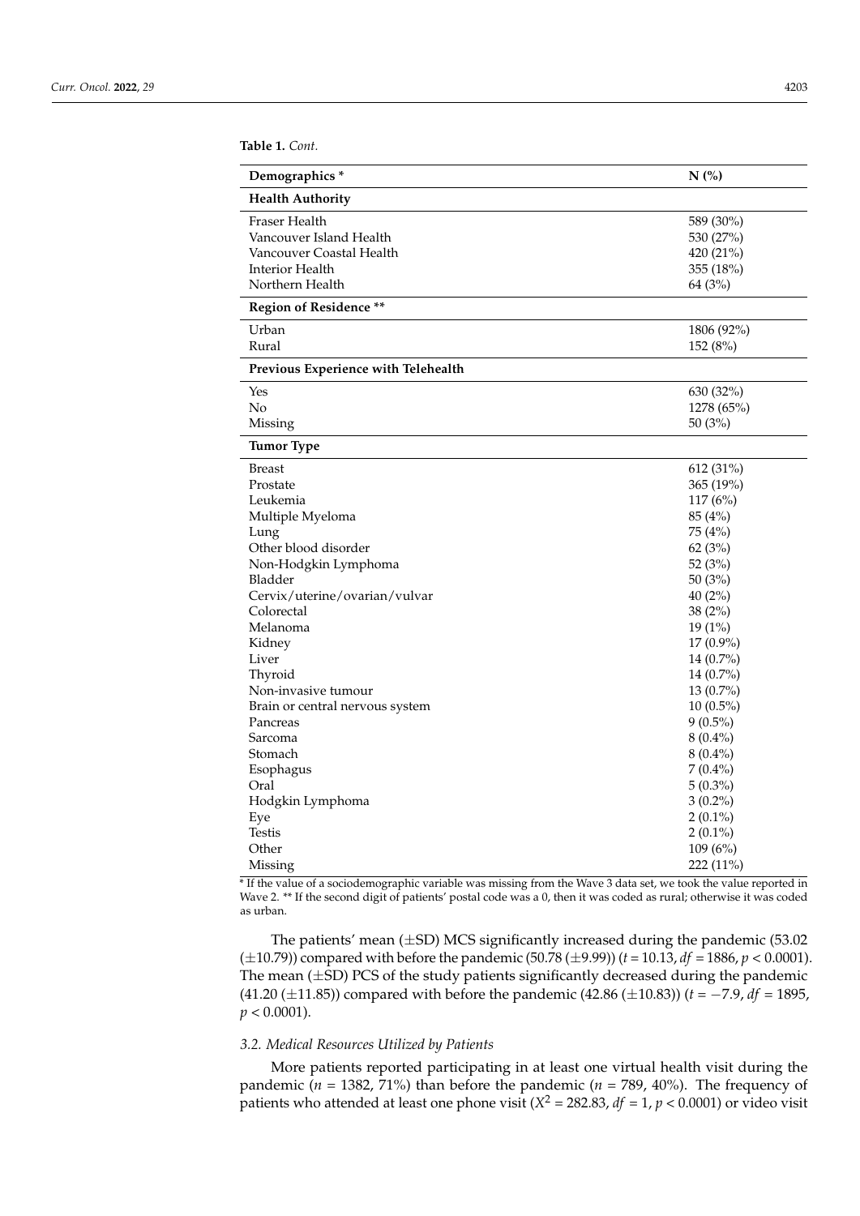**Table 1.** *Cont.*

| Demographics * | N (%) |
| --- | --- |
| **Health Authority** | |
| Fraser Health | 589 (30%) |
| Vancouver Island Health | 530 (27%) |
| Vancouver Coastal Health | 420 (21%) |
| Interior Health | 355 (18%) |
| Northern Health | 64 (3%) |
| **Region of Residence** ** | |
| Urban | 1806 (92%) |
| Rural | 152 (8%) |
| **Previous Experience with Telehealth** | |
| Yes | 630 (32%) |
| No | 1278 (65%) |
| Missing | 50 (3%) |
| **Tumor Type** | |
| Breast | 612 (31%) |
| Prostate | 365 (19%) |
| Leukemia | 117 (6%) |
| Multiple Myeloma | 85 (4%) |
| Lung | 75 (4%) |
| Other blood disorder | 62 (3%) |
| Non-Hodgkin Lymphoma | 52 (3%) |
| Bladder | 50 (3%) |
| Cervix/uterine/ovarian/vulvar | 40 (2%) |
| Colorectal | 38 (2%) |
| Melanoma | 19 (1%) |
| Kidney | 17 (0.9%) |
| Liver | 14 (0.7%) |
| Thyroid | 14 (0.7%) |
| Non-invasive tumour | 13 (0.7%) |
| Brain or central nervous system | 10 (0.5%) |
| Pancreas | 9 (0.5%) |
| Sarcoma | 8 (0.4%) |
| Stomach | 8 (0.4%) |
| Esophagus | 7 (0.4%) |
| Oral | 5 (0.3%) |
| Hodgkin Lymphoma | 3 (0.2%) |
| Eye | 2 (0.1%) |
| Testis | 2 (0.1%) |
| Other | 109 (6%) |
| Missing | 222 (11%) |

* If the value of a sociodemographic variable was missing from the Wave 3 data set, we took the value reported in Wave 2. ** If the second digit of patients' postal code was a 0, then it was coded as rural; otherwise it was coded as urban.

The patients' mean (±SD) MCS significantly increased during the pandemic (53.02 (±10.79)) compared with before the pandemic (50.78 (±9.99)) ($t$ = 10.13, $df$ = 1886, $p < 0.0001$). The mean (±SD) PCS of the study patients significantly decreased during the pandemic (41.20 (±11.85)) compared with before the pandemic (42.86 (±10.83)) ($t = -7.9$, $df$ = 1895, $p < 0.0001$).

### *3.2. Medical Resources Utilized by Patients*

More patients reported participating in at least one virtual health visit during the pandemic ($n$ = 1382, 71%) than before the pandemic ($n$ = 789, 40%). The frequency of patients who attended at least one phone visit ($X^2$ = 282.83, $df$ = 1, $p < 0.0001$) or video visit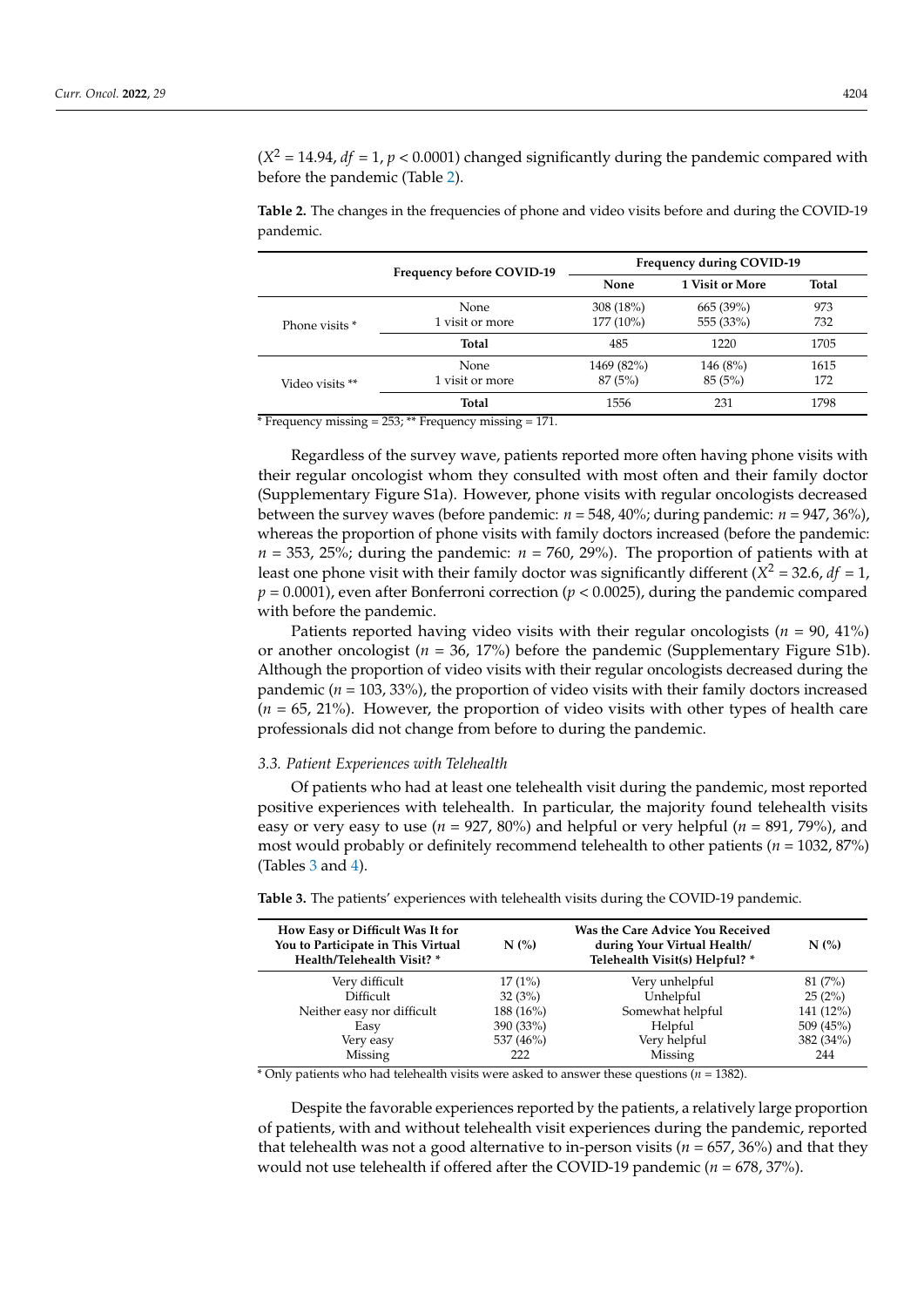($X^2$ = 14.94, $df$ = 1, $p$ < 0.0001) changed significantly during the pandemic compared with before the pandemic (Table 2).

**Table 2.** The changes in the frequencies of phone and video visits before and during the COVID-19 pandemic.

| | Frequency before COVID-19 | Frequency during COVID-19 | | |
|---|---|---|---|---|
| | | None | 1 Visit or More | Total |
| Phone visits * | None | 308 (18%) | 665 (39%) | 973 |
| | 1 visit or more | 177 (10%) | 555 (33%) | 732 |
| | **Total** | 485 | 1220 | 1705 |
| Video visits ** | None | 1469 (82%) | 146 (8%) | 1615 |
| | 1 visit or more | 87 (5%) | 85 (5%) | 172 |
| | **Total** | 1556 | 231 | 1798 |

* Frequency missing = 253; ** Frequency missing = 171.

Regardless of the survey wave, patients reported more often having phone visits with their regular oncologist whom they consulted with most often and their family doctor (Supplementary Figure S1a). However, phone visits with regular oncologists decreased between the survey waves (before pandemic: $n$ = 548, 40%; during pandemic: $n$ = 947, 36%), whereas the proportion of phone visits with family doctors increased (before the pandemic: $n$ = 353, 25%; during the pandemic: $n$ = 760, 29%). The proportion of patients with at least one phone visit with their family doctor was significantly different ($X^2$ = 32.6, $df$ = 1, $p$ = 0.0001), even after Bonferroni correction ($p$ < 0.0025), during the pandemic compared with before the pandemic.

Patients reported having video visits with their regular oncologists ($n$ = 90, 41%) or another oncologist ($n$ = 36, 17%) before the pandemic (Supplementary Figure S1b). Although the proportion of video visits with their regular oncologists decreased during the pandemic ($n$ = 103, 33%), the proportion of video visits with their family doctors increased ($n$ = 65, 21%). However, the proportion of video visits with other types of health care professionals did not change from before to during the pandemic.

### *3.3. Patient Experiences with Telehealth*

Of patients who had at least one telehealth visit during the pandemic, most reported positive experiences with telehealth. In particular, the majority found telehealth visits easy or very easy to use ($n$ = 927, 80%) and helpful or very helpful ($n$ = 891, 79%), and most would probably or definitely recommend telehealth to other patients ($n$ = 1032, 87%) (Tables 3 and 4).

**Table 3.** The patients' experiences with telehealth visits during the COVID-19 pandemic.

| How Easy or Difficult Was It for You to Participate in This Virtual Health/Telehealth Visit? * | N (%) | Was the Care Advice You Received during Your Virtual Health/ Telehealth Visit(s) Helpful? * | N (%) |
|---|---|---|---|
| Very difficult | 17 (1%) | Very unhelpful | 81 (7%) |
| Difficult | 32 (3%) | Unhelpful | 25 (2%) |
| Neither easy nor difficult | 188 (16%) | Somewhat helpful | 141 (12%) |
| Easy | 390 (33%) | Helpful | 509 (45%) |
| Very easy | 537 (46%) | Very helpful | 382 (34%) |
| Missing | 222 | Missing | 244 |

* Only patients who had telehealth visits were asked to answer these questions ($n$ = 1382).

Despite the favorable experiences reported by the patients, a relatively large proportion of patients, with and without telehealth visit experiences during the pandemic, reported that telehealth was not a good alternative to in-person visits ($n$ = 657, 36%) and that they would not use telehealth if offered after the COVID-19 pandemic ($n$ = 678, 37%).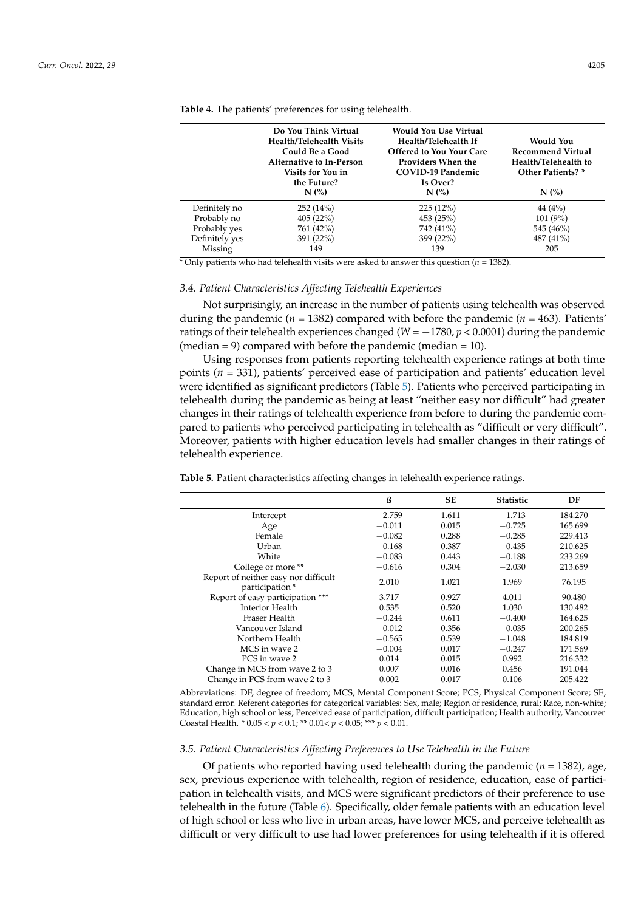**Table 4.** The patients' preferences for using telehealth.

| | Do You Think Virtual Health/Telehealth Visits Could Be a Good Alternative to In-Person Visits for You in the Future? N (%) | Would You Use Virtual Health/Telehealth If Offered to Your Care Providers When the COVID-19 Pandemic Is Over? N (%) | Would You Recommend Virtual Health/Telehealth to Other Patients? * N (%) |
|---|---|---|---|
| Definitely no | 252 (14%) | 225 (12%) | 44 (4%) |
| Probably no | 405 (22%) | 453 (25%) | 101 (9%) |
| Probably yes | 761 (42%) | 742 (41%) | 545 (46%) |
| Definitely yes | 391 (22%) | 399 (22%) | 487 (41%) |
| Missing | 149 | 139 | 205 |

* Only patients who had telehealth visits were asked to answer this question ($n$ = 1382).

### 3.4. Patient Characteristics Affecting Telehealth Experiences

Not surprisingly, an increase in the number of patients using telehealth was observed during the pandemic ($n$ = 1382) compared with before the pandemic ($n$ = 463). Patients' ratings of their telehealth experiences changed ($W = -1780$, $p < 0.0001$) during the pandemic (median = 9) compared with before the pandemic (median = 10).

Using responses from patients reporting telehealth experience ratings at both time points ($n$ = 331), patients' perceived ease of participation and patients' education level were identified as significant predictors (Table 5). Patients who perceived participating in telehealth during the pandemic as being at least "neither easy nor difficult" had greater changes in their ratings of telehealth experience from before to during the pandemic compared to patients who perceived participating in telehealth as "difficult or very difficult". Moreover, patients with higher education levels had smaller changes in their ratings of telehealth experience.

**Table 5.** Patient characteristics affecting changes in telehealth experience ratings.

| | ß | SE | Statistic | DF |
|---|---|---|---|---|
| Intercept | −2.759 | 1.611 | −1.713 | 184.270 |
| Age | −0.011 | 0.015 | −0.725 | 165.699 |
| Female | −0.082 | 0.288 | −0.285 | 229.413 |
| Urban | −0.168 | 0.387 | −0.435 | 210.625 |
| White | −0.083 | 0.443 | −0.188 | 233.269 |
| College or more ** | −0.616 | 0.304 | −2.030 | 213.659 |
| Report of neither easy nor difficult participation * | 2.010 | 1.021 | 1.969 | 76.195 |
| Report of easy participation *** | 3.717 | 0.927 | 4.011 | 90.480 |
| Interior Health | 0.535 | 0.520 | 1.030 | 130.482 |
| Fraser Health | −0.244 | 0.611 | −0.400 | 164.625 |
| Vancouver Island | −0.012 | 0.356 | −0.035 | 200.265 |
| Northern Health | −0.565 | 0.539 | −1.048 | 184.819 |
| MCS in wave 2 | −0.004 | 0.017 | −0.247 | 171.569 |
| PCS in wave 2 | 0.014 | 0.015 | 0.992 | 216.332 |
| Change in MCS from wave 2 to 3 | 0.007 | 0.016 | 0.456 | 191.044 |
| Change in PCS from wave 2 to 3 | 0.002 | 0.017 | 0.106 | 205.422 |

Abbreviations: DF, degree of freedom; MCS, Mental Component Score; PCS, Physical Component Score; SE, standard error. Referent categories for categorical variables: Sex, male; Region of residence, rural; Race, non-white; Education, high school or less; Perceived ease of participation, difficult participation; Health authority, Vancouver Coastal Health. * $0.05 < p < 0.1$; ** $0.01 < p < 0.05$; *** $p < 0.01$.

### 3.5. Patient Characteristics Affecting Preferences to Use Telehealth in the Future

Of patients who reported having used telehealth during the pandemic ($n$ = 1382), age, sex, previous experience with telehealth, region of residence, education, ease of participation in telehealth visits, and MCS were significant predictors of their preference to use telehealth in the future (Table 6). Specifically, older female patients with an education level of high school or less who live in urban areas, have lower MCS, and perceive telehealth as difficult or very difficult to use had lower preferences for using telehealth if it is offered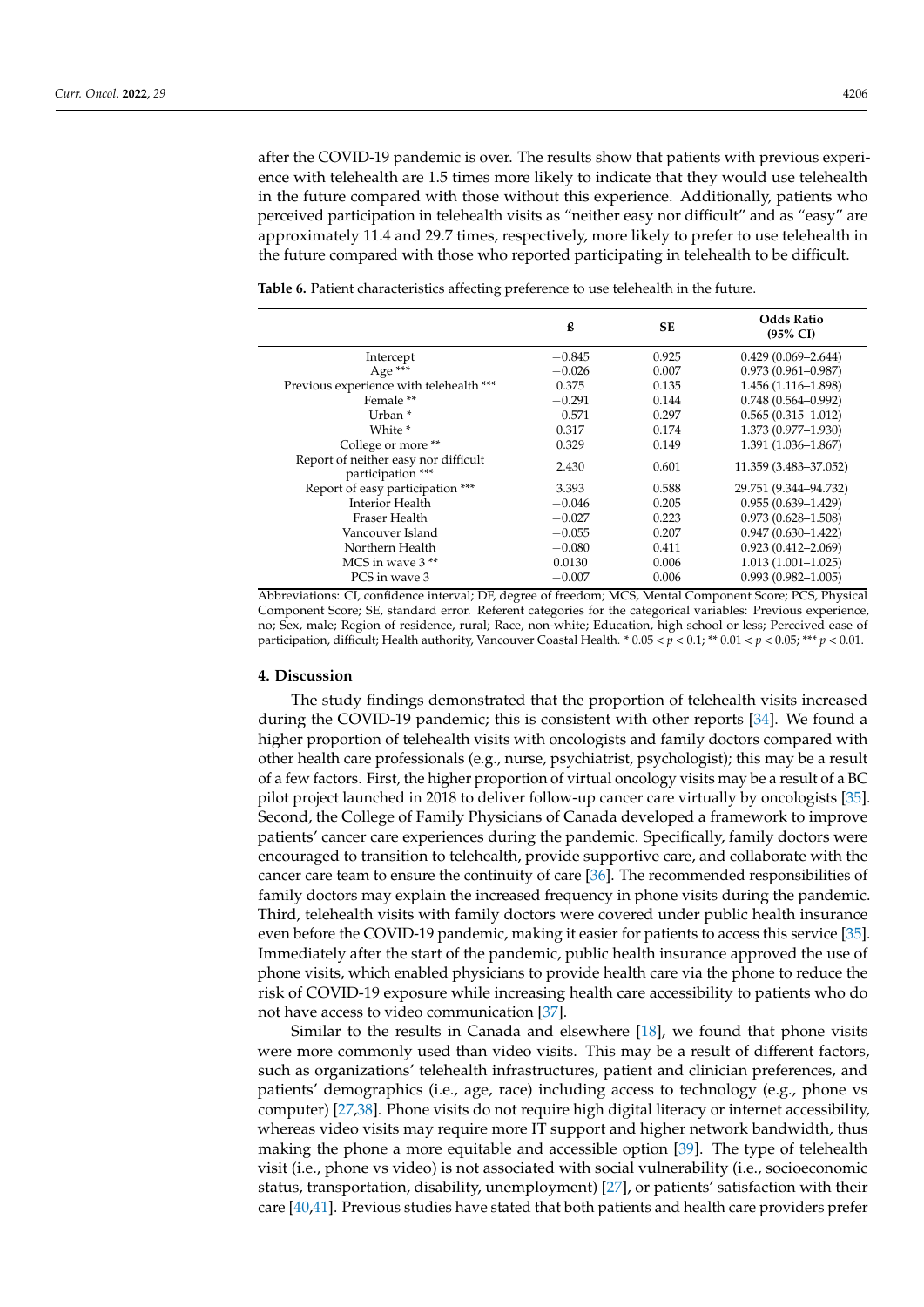after the COVID-19 pandemic is over. The results show that patients with previous experience with telehealth are 1.5 times more likely to indicate that they would use telehealth in the future compared with those without this experience. Additionally, patients who perceived participation in telehealth visits as "neither easy nor difficult" and as "easy" are approximately 11.4 and 29.7 times, respectively, more likely to prefer to use telehealth in the future compared with those who reported participating in telehealth to be difficult.

**Table 6.** Patient characteristics affecting preference to use telehealth in the future.

| | ß | SE | Odds Ratio (95% CI) |
|---|---|---|---|
| Intercept | −0.845 | 0.925 | 0.429 (0.069–2.644) |
| Age *** | −0.026 | 0.007 | 0.973 (0.961–0.987) |
| Previous experience with telehealth *** | 0.375 | 0.135 | 1.456 (1.116–1.898) |
| Female ** | −0.291 | 0.144 | 0.748 (0.564–0.992) |
| Urban * | −0.571 | 0.297 | 0.565 (0.315–1.012) |
| White * | 0.317 | 0.174 | 1.373 (0.977–1.930) |
| College or more ** | 0.329 | 0.149 | 1.391 (1.036–1.867) |
| Report of neither easy nor difficult participation *** | 2.430 | 0.601 | 11.359 (3.483–37.052) |
| Report of easy participation *** | 3.393 | 0.588 | 29.751 (9.344–94.732) |
| Interior Health | −0.046 | 0.205 | 0.955 (0.639–1.429) |
| Fraser Health | −0.027 | 0.223 | 0.973 (0.628–1.508) |
| Vancouver Island | −0.055 | 0.207 | 0.947 (0.630–1.422) |
| Northern Health | −0.080 | 0.411 | 0.923 (0.412–2.069) |
| MCS in wave 3 ** | 0.0130 | 0.006 | 1.013 (1.001–1.025) |
| PCS in wave 3 | −0.007 | 0.006 | 0.993 (0.982–1.005) |

Abbreviations: CI, confidence interval; DF, degree of freedom; MCS, Mental Component Score; PCS, Physical Component Score; SE, standard error. Referent categories for the categorical variables: Previous experience, no; Sex, male; Region of residence, rural; Race, non-white; Education, high school or less; Perceived ease of participation, difficult; Health authority, Vancouver Coastal Health. * $0.05 < p < 0.1$; ** $0.01 < p < 0.05$; *** $p < 0.01$.

## 4. Discussion

The study findings demonstrated that the proportion of telehealth visits increased during the COVID-19 pandemic; this is consistent with other reports [34]. We found a higher proportion of telehealth visits with oncologists and family doctors compared with other health care professionals (e.g., nurse, psychiatrist, psychologist); this may be a result of a few factors. First, the higher proportion of virtual oncology visits may be a result of a BC pilot project launched in 2018 to deliver follow-up cancer care virtually by oncologists [35]. Second, the College of Family Physicians of Canada developed a framework to improve patients' cancer care experiences during the pandemic. Specifically, family doctors were encouraged to transition to telehealth, provide supportive care, and collaborate with the cancer care team to ensure the continuity of care [36]. The recommended responsibilities of family doctors may explain the increased frequency in phone visits during the pandemic. Third, telehealth visits with family doctors were covered under public health insurance even before the COVID-19 pandemic, making it easier for patients to access this service [35]. Immediately after the start of the pandemic, public health insurance approved the use of phone visits, which enabled physicians to provide health care via the phone to reduce the risk of COVID-19 exposure while increasing health care accessibility to patients who do not have access to video communication [37].

Similar to the results in Canada and elsewhere [18], we found that phone visits were more commonly used than video visits. This may be a result of different factors, such as organizations' telehealth infrastructures, patient and clinician preferences, and patients' demographics (i.e., age, race) including access to technology (e.g., phone vs computer) [27,38]. Phone visits do not require high digital literacy or internet accessibility, whereas video visits may require more IT support and higher network bandwidth, thus making the phone a more equitable and accessible option [39]. The type of telehealth visit (i.e., phone vs video) is not associated with social vulnerability (i.e., socioeconomic status, transportation, disability, unemployment) [27], or patients' satisfaction with their care [40,41]. Previous studies have stated that both patients and health care providers prefer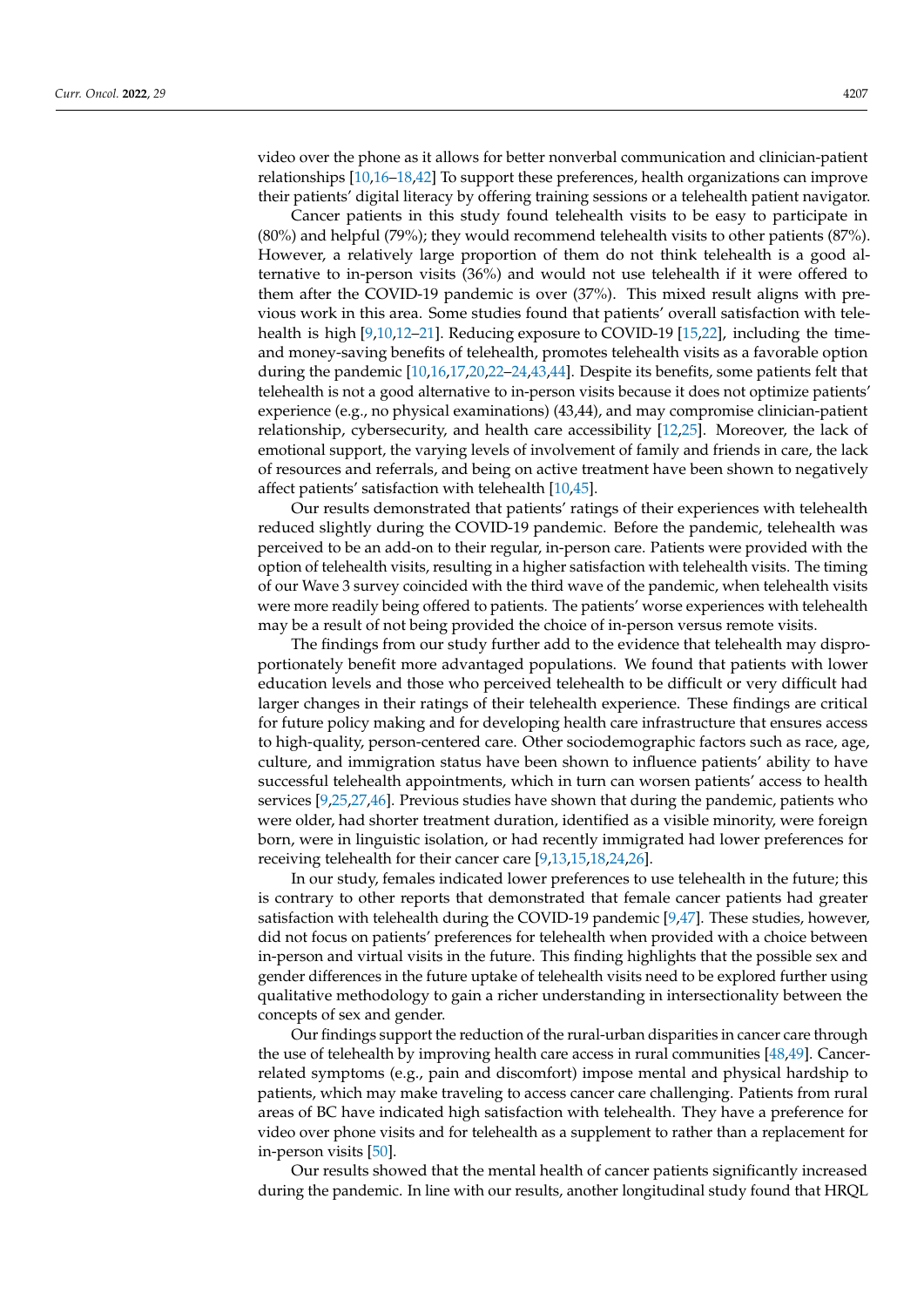video over the phone as it allows for better nonverbal communication and clinician-patient relationships [10,16–18,42] To support these preferences, health organizations can improve their patients' digital literacy by offering training sessions or a telehealth patient navigator.

Cancer patients in this study found telehealth visits to be easy to participate in (80%) and helpful (79%); they would recommend telehealth visits to other patients (87%). However, a relatively large proportion of them do not think telehealth is a good alternative to in-person visits (36%) and would not use telehealth if it were offered to them after the COVID-19 pandemic is over (37%). This mixed result aligns with previous work in this area. Some studies found that patients' overall satisfaction with telehealth is high [9,10,12–21]. Reducing exposure to COVID-19 [15,22], including the time- and money-saving benefits of telehealth, promotes telehealth visits as a favorable option during the pandemic [10,16,17,20,22–24,43,44]. Despite its benefits, some patients felt that telehealth is not a good alternative to in-person visits because it does not optimize patients' experience (e.g., no physical examinations) (43,44), and may compromise clinician-patient relationship, cybersecurity, and health care accessibility [12,25]. Moreover, the lack of emotional support, the varying levels of involvement of family and friends in care, the lack of resources and referrals, and being on active treatment have been shown to negatively affect patients' satisfaction with telehealth [10,45].

Our results demonstrated that patients' ratings of their experiences with telehealth reduced slightly during the COVID-19 pandemic. Before the pandemic, telehealth was perceived to be an add-on to their regular, in-person care. Patients were provided with the option of telehealth visits, resulting in a higher satisfaction with telehealth visits. The timing of our Wave 3 survey coincided with the third wave of the pandemic, when telehealth visits were more readily being offered to patients. The patients' worse experiences with telehealth may be a result of not being provided the choice of in-person versus remote visits.

The findings from our study further add to the evidence that telehealth may disproportionately benefit more advantaged populations. We found that patients with lower education levels and those who perceived telehealth to be difficult or very difficult had larger changes in their ratings of their telehealth experience. These findings are critical for future policy making and for developing health care infrastructure that ensures access to high-quality, person-centered care. Other sociodemographic factors such as race, age, culture, and immigration status have been shown to influence patients' ability to have successful telehealth appointments, which in turn can worsen patients' access to health services [9,25,27,46]. Previous studies have shown that during the pandemic, patients who were older, had shorter treatment duration, identified as a visible minority, were foreign born, were in linguistic isolation, or had recently immigrated had lower preferences for receiving telehealth for their cancer care [9,13,15,18,24,26].

In our study, females indicated lower preferences to use telehealth in the future; this is contrary to other reports that demonstrated that female cancer patients had greater satisfaction with telehealth during the COVID-19 pandemic [9,47]. These studies, however, did not focus on patients' preferences for telehealth when provided with a choice between in-person and virtual visits in the future. This finding highlights that the possible sex and gender differences in the future uptake of telehealth visits need to be explored further using qualitative methodology to gain a richer understanding in intersectionality between the concepts of sex and gender.

Our findings support the reduction of the rural-urban disparities in cancer care through the use of telehealth by improving health care access in rural communities [48,49]. Cancer-related symptoms (e.g., pain and discomfort) impose mental and physical hardship to patients, which may make traveling to access cancer care challenging. Patients from rural areas of BC have indicated high satisfaction with telehealth. They have a preference for video over phone visits and for telehealth as a supplement to rather than a replacement for in-person visits [50].

Our results showed that the mental health of cancer patients significantly increased during the pandemic. In line with our results, another longitudinal study found that HRQL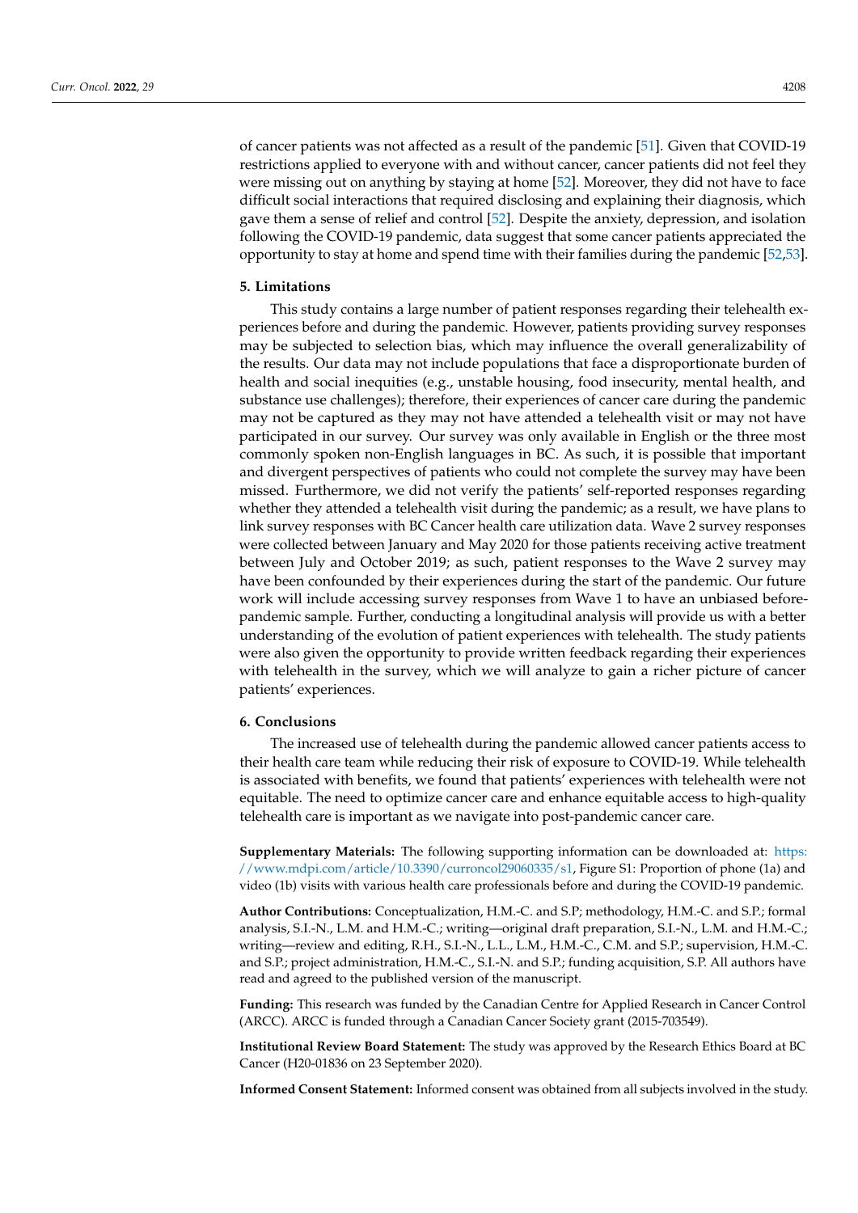of cancer patients was not affected as a result of the pandemic [51]. Given that COVID-19 restrictions applied to everyone with and without cancer, cancer patients did not feel they were missing out on anything by staying at home [52]. Moreover, they did not have to face difficult social interactions that required disclosing and explaining their diagnosis, which gave them a sense of relief and control [52]. Despite the anxiety, depression, and isolation following the COVID-19 pandemic, data suggest that some cancer patients appreciated the opportunity to stay at home and spend time with their families during the pandemic [52,53].

## 5. Limitations

This study contains a large number of patient responses regarding their telehealth experiences before and during the pandemic. However, patients providing survey responses may be subjected to selection bias, which may influence the overall generalizability of the results. Our data may not include populations that face a disproportionate burden of health and social inequities (e.g., unstable housing, food insecurity, mental health, and substance use challenges); therefore, their experiences of cancer care during the pandemic may not be captured as they may not have attended a telehealth visit or may not have participated in our survey. Our survey was only available in English or the three most commonly spoken non-English languages in BC. As such, it is possible that important and divergent perspectives of patients who could not complete the survey may have been missed. Furthermore, we did not verify the patients' self-reported responses regarding whether they attended a telehealth visit during the pandemic; as a result, we have plans to link survey responses with BC Cancer health care utilization data. Wave 2 survey responses were collected between January and May 2020 for those patients receiving active treatment between July and October 2019; as such, patient responses to the Wave 2 survey may have been confounded by their experiences during the start of the pandemic. Our future work will include accessing survey responses from Wave 1 to have an unbiased before-pandemic sample. Further, conducting a longitudinal analysis will provide us with a better understanding of the evolution of patient experiences with telehealth. The study patients were also given the opportunity to provide written feedback regarding their experiences with telehealth in the survey, which we will analyze to gain a richer picture of cancer patients' experiences.

## 6. Conclusions

The increased use of telehealth during the pandemic allowed cancer patients access to their health care team while reducing their risk of exposure to COVID-19. While telehealth is associated with benefits, we found that patients' experiences with telehealth were not equitable. The need to optimize cancer care and enhance equitable access to high-quality telehealth care is important as we navigate into post-pandemic cancer care.

**Supplementary Materials:** The following supporting information can be downloaded at: https://www.mdpi.com/article/10.3390/curroncol29060335/s1, Figure S1: Proportion of phone (1a) and video (1b) visits with various health care professionals before and during the COVID-19 pandemic.

**Author Contributions:** Conceptualization, H.M.-C. and S.P; methodology, H.M.-C. and S.P.; formal analysis, S.I.-N., L.M. and H.M.-C.; writing—original draft preparation, S.I.-N., L.M. and H.M.-C.; writing—review and editing, R.H., S.I.-N., L.L., L.M., H.M.-C., C.M. and S.P.; supervision, H.M.-C. and S.P.; project administration, H.M.-C., S.I.-N. and S.P.; funding acquisition, S.P. All authors have read and agreed to the published version of the manuscript.

**Funding:** This research was funded by the Canadian Centre for Applied Research in Cancer Control (ARCC). ARCC is funded through a Canadian Cancer Society grant (2015-703549).

**Institutional Review Board Statement:** The study was approved by the Research Ethics Board at BC Cancer (H20-01836 on 23 September 2020).

**Informed Consent Statement:** Informed consent was obtained from all subjects involved in the study.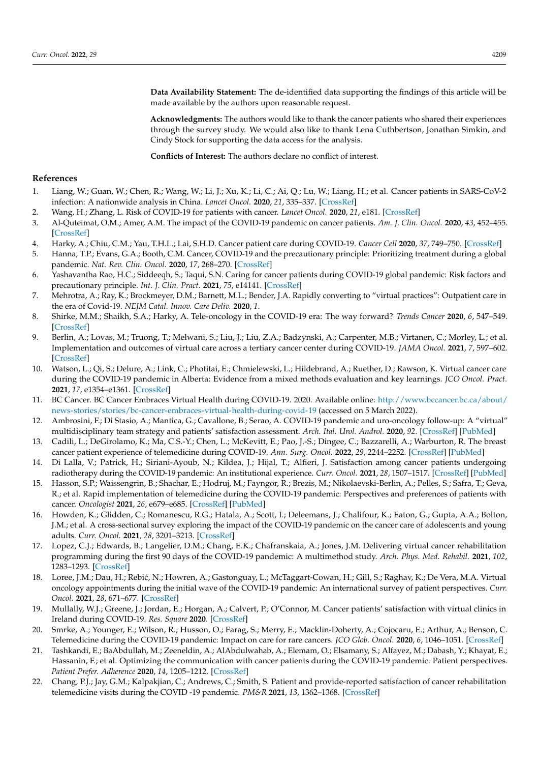**Data Availability Statement:** The de-identified data supporting the findings of this article will be made available by the authors upon reasonable request.

**Acknowledgments:** The authors would like to thank the cancer patients who shared their experiences through the survey study. We would also like to thank Lena Cuthbertson, Jonathan Simkin, and Cindy Stock for supporting the data access for the analysis.

**Conflicts of Interest:** The authors declare no conflict of interest.

## References

1. Liang, W.; Guan, W.; Chen, R.; Wang, W.; Li, J.; Xu, K.; Li, C.; Ai, Q.; Lu, W.; Liang, H.; et al. Cancer patients in SARS-CoV-2 infection: A nationwide analysis in China. *Lancet Oncol.* **2020**, *21*, 335–337. [CrossRef]
2. Wang, H.; Zhang, L. Risk of COVID-19 for patients with cancer. *Lancet Oncol.* **2020**, *21*, e181. [CrossRef]
3. Al-Quteimat, O.M.; Amer, A.M. The impact of the COVID-19 pandemic on cancer patients. *Am. J. Clin. Oncol.* **2020**, *43*, 452–455. [CrossRef]
4. Harky, A.; Chiu, C.M.; Yau, T.H.L.; Lai, S.H.D. Cancer patient care during COVID-19. *Cancer Cell* **2020**, *37*, 749–750. [CrossRef]
5. Hanna, T.P.; Evans, G.A.; Booth, C.M. Cancer, COVID-19 and the precautionary principle: Prioritizing treatment during a global pandemic. *Nat. Rev. Clin. Oncol.* **2020**, *17*, 268–270. [CrossRef]
6. Yashavantha Rao, H.C.; Siddeeqh, S.; Taqui, S.N. Caring for cancer patients during COVID-19 global pandemic: Risk factors and precautionary principle. *Int. J. Clin. Pract.* **2021**, *75*, e14141. [CrossRef]
7. Mehrotra, A.; Ray, K.; Brockmeyer, D.M.; Barnett, M.L.; Bender, J.A. Rapidly converting to "virtual practices": Outpatient care in the era of Covid-19. *NEJM Catal. Innov. Care Deliv.* **2020**, *1*.
8. Shirke, M.M.; Shaikh, S.A.; Harky, A. Tele-oncology in the COVID-19 era: The way forward? *Trends Cancer* **2020**, *6*, 547–549. [CrossRef]
9. Berlin, A.; Lovas, M.; Truong, T.; Melwani, S.; Liu, J.; Liu, Z.A.; Badzynski, A.; Carpenter, M.B.; Virtanen, C.; Morley, L.; et al. Implementation and outcomes of virtual care across a tertiary cancer center during COVID-19. *JAMA Oncol.* **2021**, *7*, 597–602. [CrossRef]
10. Watson, L.; Qi, S.; Delure, A.; Link, C.; Photitai, E.; Chmielewski, L.; Hildebrand, A.; Ruether, D.; Rawson, K. Virtual cancer care during the COVID-19 pandemic in Alberta: Evidence from a mixed methods evaluation and key learnings. *JCO Oncol. Pract.* **2021**, *17*, e1354–e1361. [CrossRef]
11. BC Cancer. BC Cancer Embraces Virtual Health during COVID-19. 2020. Available online: http://www.bccancer.bc.ca/about/news-stories/stories/bc-cancer-embraces-virtual-health-during-covid-19 (accessed on 5 March 2022).
12. Ambrosini, F.; Di Stasio, A.; Mantica, G.; Cavallone, B.; Serao, A. COVID-19 pandemic and uro-oncology follow-up: A "virtual" multidisciplinary team strategy and patients' satisfaction assessment. *Arch. Ital. Urol. Androl.* **2020**, *92*. [CrossRef] [PubMed]
13. Cadili, L.; DeGirolamo, K.; Ma, C.S.-Y.; Chen, L.; McKevitt, E.; Pao, J.-S.; Dingee, C.; Bazzarelli, A.; Warburton, R. The breast cancer patient experience of telemedicine during COVID-19. *Ann. Surg. Oncol.* **2022**, *29*, 2244–2252. [CrossRef] [PubMed]
14. Di Lalla, V.; Patrick, H.; Siriani-Ayoub, N.; Kildea, J.; Hijal, T.; Alfieri, J. Satisfaction among cancer patients undergoing radiotherapy during the COVID-19 pandemic: An institutional experience. *Curr. Oncol.* **2021**, *28*, 1507–1517. [CrossRef] [PubMed]
15. Hasson, S.P.; Waissengrin, B.; Shachar, E.; Hodruj, M.; Fayngor, R.; Brezis, M.; Nikolaevski-Berlin, A.; Pelles, S.; Safra, T.; Geva, R.; et al. Rapid implementation of telemedicine during the COVID-19 pandemic: Perspectives and preferences of patients with cancer. *Oncologist* **2021**, *26*, e679–e685. [CrossRef] [PubMed]
16. Howden, K.; Glidden, C.; Romanescu, R.G.; Hatala, A.; Scott, I.; Deleemans, J.; Chalifour, K.; Eaton, G.; Gupta, A.A.; Bolton, J.M.; et al. A cross-sectional survey exploring the impact of the COVID-19 pandemic on the cancer care of adolescents and young adults. *Curr. Oncol.* **2021**, *28*, 3201–3213. [CrossRef]
17. Lopez, C.J.; Edwards, B.; Langelier, D.M.; Chang, E.K.; Chafranskaia, A.; Jones, J.M. Delivering virtual cancer rehabilitation programming during the first 90 days of the COVID-19 pandemic: A multimethod study. *Arch. Phys. Med. Rehabil.* **2021**, *102*, 1283–1293. [CrossRef]
18. Loree, J.M.; Dau, H.; Rebić, N.; Howren, A.; Gastonguay, L.; McTaggart-Cowan, H.; Gill, S.; Raghav, K.; De Vera, M.A. Virtual oncology appointments during the initial wave of the COVID-19 pandemic: An international survey of patient perspectives. *Curr. Oncol.* **2021**, *28*, 671–677. [CrossRef]
19. Mullally, W.J.; Greene, J.; Jordan, E.; Horgan, A.; Calvert, P.; O'Connor, M. Cancer patients' satisfaction with virtual clinics in Ireland during COVID-19. *Res. Square* **2020**. [CrossRef]
20. Smrke, A.; Younger, E.; Wilson, R.; Husson, O.; Farag, S.; Merry, E.; Macklin-Doherty, A.; Cojocaru, E.; Arthur, A.; Benson, C. Telemedicine during the COVID-19 pandemic: Impact on care for rare cancers. *JCO Glob. Oncol.* **2020**, *6*, 1046–1051. [CrossRef]
21. Tashkandi, E.; BaAbdullah, M.; Zeeneldin, A.; AlAbdulwahab, A.; Elemam, O.; Elsamany, S.; Alfayez, M.; Dabash, Y.; Khayat, E.; Hassanin, F.; et al. Optimizing the communication with cancer patients during the COVID-19 pandemic: Patient perspectives. *Patient Prefer. Adherence* **2020**, *14*, 1205–1212. [CrossRef]
22. Chang, P.J.; Jay, G.M.; Kalpakjian, C.; Andrews, C.; Smith, S. Patient and provide-reported satisfaction of cancer rehabilitation telemedicine visits during the COVID -19 pandemic. *PM&R* **2021**, *13*, 1362–1368. [CrossRef]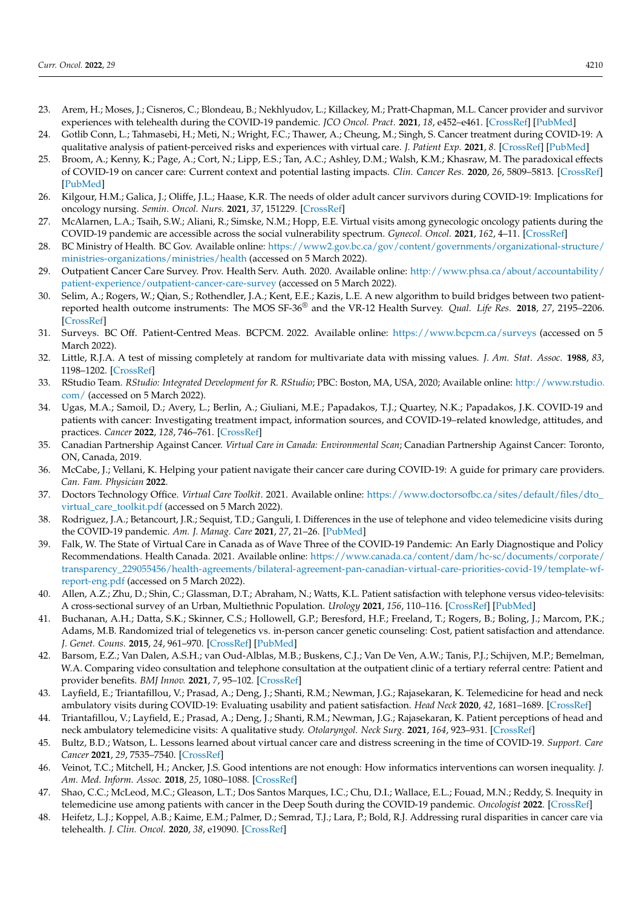23. Arem, H.; Moses, J.; Cisneros, C.; Blondeau, B.; Nekhlyudov, L.; Killackey, M.; Pratt-Chapman, M.L. Cancer provider and survivor experiences with telehealth during the COVID-19 pandemic. *JCO Oncol. Pract.* **2021**, *18*, e452–e461. [CrossRef] [PubMed]
24. Gotlib Conn, L.; Tahmasebi, H.; Meti, N.; Wright, F.C.; Thawer, A.; Cheung, M.; Singh, S. Cancer treatment during COVID-19: A qualitative analysis of patient-perceived risks and experiences with virtual care. *J. Patient Exp.* **2021**, *8*. [CrossRef] [PubMed]
25. Broom, A.; Kenny, K.; Page, A.; Cort, N.; Lipp, E.S.; Tan, A.C.; Ashley, D.M.; Walsh, K.M.; Khasraw, M. The paradoxical effects of COVID-19 on cancer care: Current context and potential lasting impacts. *Clin. Cancer Res.* **2020**, *26*, 5809–5813. [CrossRef] [PubMed]
26. Kilgour, H.M.; Galica, J.; Oliffe, J.L.; Haase, K.R. The needs of older adult cancer survivors during COVID-19: Implications for oncology nursing. *Semin. Oncol. Nurs.* **2021**, *37*, 151229. [CrossRef]
27. McAlarnen, L.A.; Tsaih, S.W.; Aliani, R.; Simske, N.M.; Hopp, E.E. Virtual visits among gynecologic oncology patients during the COVID-19 pandemic are accessible across the social vulnerability spectrum. *Gynecol. Oncol.* **2021**, *162*, 4–11. [CrossRef]
28. BC Ministry of Health. BC Gov. Available online: https://www2.gov.bc.ca/gov/content/governments/organizational-structure/ministries-organizations/ministries/health (accessed on 5 March 2022).
29. Outpatient Cancer Care Survey. Prov. Health Serv. Auth. 2020. Available online: http://www.phsa.ca/about/accountability/patient-experience/outpatient-cancer-care-survey (accessed on 5 March 2022).
30. Selim, A.; Rogers, W.; Qian, S.; Rothendler, J.A.; Kent, E.E.; Kazis, L.E. A new algorithm to build bridges between two patient-reported health outcome instruments: The MOS SF-36® and the VR-12 Health Survey. *Qual. Life Res.* **2018**, *27*, 2195–2206. [CrossRef]
31. Surveys. BC Off. Patient-Centred Meas. BCPCM. 2022. Available online: https://www.bcpcm.ca/surveys (accessed on 5 March 2022).
32. Little, R.J.A. A test of missing completely at random for multivariate data with missing values. *J. Am. Stat. Assoc.* **1988**, *83*, 1198–1202. [CrossRef]
33. RStudio Team. *RStudio: Integrated Development for R. RStudio*; PBC: Boston, MA, USA, 2020; Available online: http://www.rstudio.com/ (accessed on 5 March 2022).
34. Ugas, M.A.; Samoil, D.; Avery, L.; Berlin, A.; Giuliani, M.E.; Papadakos, T.J.; Quartey, N.K.; Papadakos, J.K. COVID-19 and patients with cancer: Investigating treatment impact, information sources, and COVID-19–related knowledge, attitudes, and practices. *Cancer* **2022**, *128*, 746–761. [CrossRef]
35. Canadian Partnership Against Cancer. *Virtual Care in Canada: Environmental Scan*; Canadian Partnership Against Cancer: Toronto, ON, Canada, 2019.
36. McCabe, J.; Vellani, K. Helping your patient navigate their cancer care during COVID-19: A guide for primary care providers. *Can. Fam. Physician* **2022**.
37. Doctors Technology Office. *Virtual Care Toolkit*. 2021. Available online: https://www.doctorsofbc.ca/sites/default/files/dto_virtual_care_toolkit.pdf (accessed on 5 March 2022).
38. Rodriguez, J.A.; Betancourt, J.R.; Sequist, T.D.; Ganguli, I. Differences in the use of telephone and video telemedicine visits during the COVID-19 pandemic. *Am. J. Manag. Care* **2021**, *27*, 21–26. [PubMed]
39. Falk, W. The State of Virtual Care in Canada as of Wave Three of the COVID-19 Pandemic: An Early Diagnostique and Policy Recommendations. Health Canada. 2021. Available online: https://www.canada.ca/content/dam/hc-sc/documents/corporate/transparency_229055456/health-agreements/bilateral-agreement-pan-canadian-virtual-care-priorities-covid-19/template-wf-report-eng.pdf (accessed on 5 March 2022).
40. Allen, A.Z.; Zhu, D.; Shin, C.; Glassman, D.T.; Abraham, N.; Watts, K.L. Patient satisfaction with telephone versus video-televisits: A cross-sectional survey of an Urban, Multiethnic Population. *Urology* **2021**, *156*, 110–116. [CrossRef] [PubMed]
41. Buchanan, A.H.; Datta, S.K.; Skinner, C.S.; Hollowell, G.P.; Beresford, H.F.; Freeland, T.; Rogers, B.; Boling, J.; Marcom, P.K.; Adams, M.B. Randomized trial of telegenetics vs. in-person cancer genetic counseling: Cost, patient satisfaction and attendance. *J. Genet. Couns.* **2015**, *24*, 961–970. [CrossRef] [PubMed]
42. Barsom, E.Z.; Van Dalen, A.S.H.; van Oud-Alblas, M.B.; Buskens, C.J.; Van De Ven, A.W.; Tanis, P.J.; Schijven, M.P.; Bemelman, W.A. Comparing video consultation and telephone consultation at the outpatient clinic of a tertiary referral centre: Patient and provider benefits. *BMJ Innov.* **2021**, *7*, 95–102. [CrossRef]
43. Layfield, E.; Triantafillou, V.; Prasad, A.; Deng, J.; Shanti, R.M.; Newman, J.G.; Rajasekaran, K. Telemedicine for head and neck ambulatory visits during COVID-19: Evaluating usability and patient satisfaction. *Head Neck* **2020**, *42*, 1681–1689. [CrossRef]
44. Triantafillou, V.; Layfield, E.; Prasad, A.; Deng, J.; Shanti, R.M.; Newman, J.G.; Rajasekaran, K. Patient perceptions of head and neck ambulatory telemedicine visits: A qualitative study. *Otolaryngol. Neck Surg.* **2021**, *164*, 923–931. [CrossRef]
45. Bultz, B.D.; Watson, L. Lessons learned about virtual cancer care and distress screening in the time of COVID-19. *Support. Care Cancer* **2021**, *29*, 7535–7540. [CrossRef]
46. Veinot, T.C.; Mitchell, H.; Ancker, J.S. Good intentions are not enough: How informatics interventions can worsen inequality. *J. Am. Med. Inform. Assoc.* **2018**, *25*, 1080–1088. [CrossRef]
47. Shao, C.C.; McLeod, M.C.; Gleason, L.T.; Dos Santos Marques, I.C.; Chu, D.I.; Wallace, E.L.; Fouad, M.N.; Reddy, S. Inequity in telemedicine use among patients with cancer in the Deep South during the COVID-19 pandemic. *Oncologist* **2022**. [CrossRef]
48. Heifetz, L.J.; Koppel, A.B.; Kaime, E.M.; Palmer, D.; Semrad, T.J.; Lara, P.; Bold, R.J. Addressing rural disparities in cancer care via telehealth. *J. Clin. Oncol.* **2020**, *38*, e19090. [CrossRef]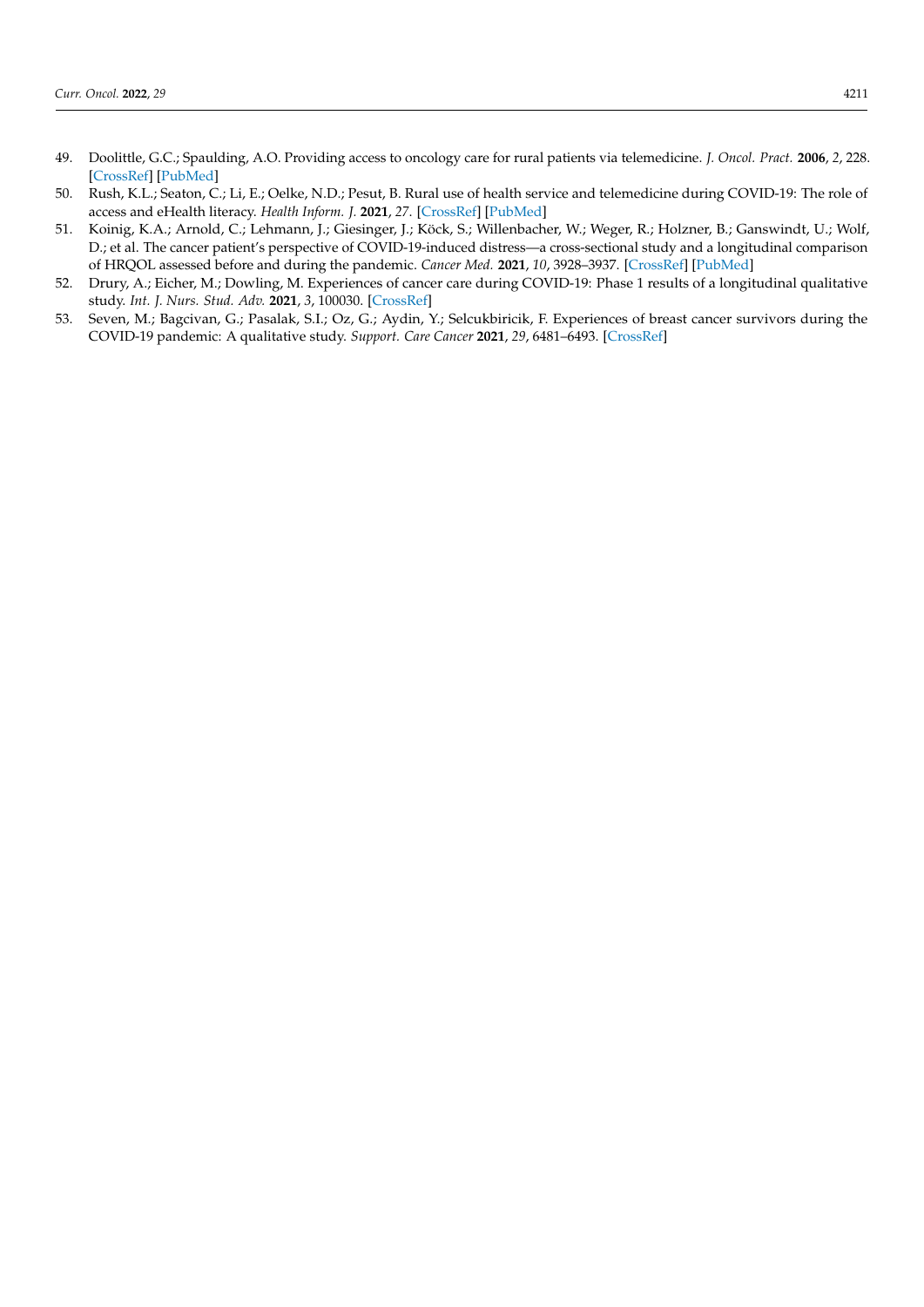49. Doolittle, G.C.; Spaulding, A.O. Providing access to oncology care for rural patients via telemedicine. *J. Oncol. Pract.* **2006**, *2*, 228. [CrossRef] [PubMed]
50. Rush, K.L.; Seaton, C.; Li, E.; Oelke, N.D.; Pesut, B. Rural use of health service and telemedicine during COVID-19: The role of access and eHealth literacy. *Health Inform. J.* **2021**, *27*. [CrossRef] [PubMed]
51. Koinig, K.A.; Arnold, C.; Lehmann, J.; Giesinger, J.; Köck, S.; Willenbacher, W.; Weger, R.; Holzner, B.; Ganswindt, U.; Wolf, D.; et al. The cancer patient's perspective of COVID-19-induced distress—a cross-sectional study and a longitudinal comparison of HRQOL assessed before and during the pandemic. *Cancer Med.* **2021**, *10*, 3928–3937. [CrossRef] [PubMed]
52. Drury, A.; Eicher, M.; Dowling, M. Experiences of cancer care during COVID-19: Phase 1 results of a longitudinal qualitative study. *Int. J. Nurs. Stud. Adv.* **2021**, *3*, 100030. [CrossRef]
53. Seven, M.; Bagcivan, G.; Pasalak, S.I.; Oz, G.; Aydin, Y.; Selcukbiricik, F. Experiences of breast cancer survivors during the COVID-19 pandemic: A qualitative study. *Support. Care Cancer* **2021**, *29*, 6481–6493. [CrossRef]